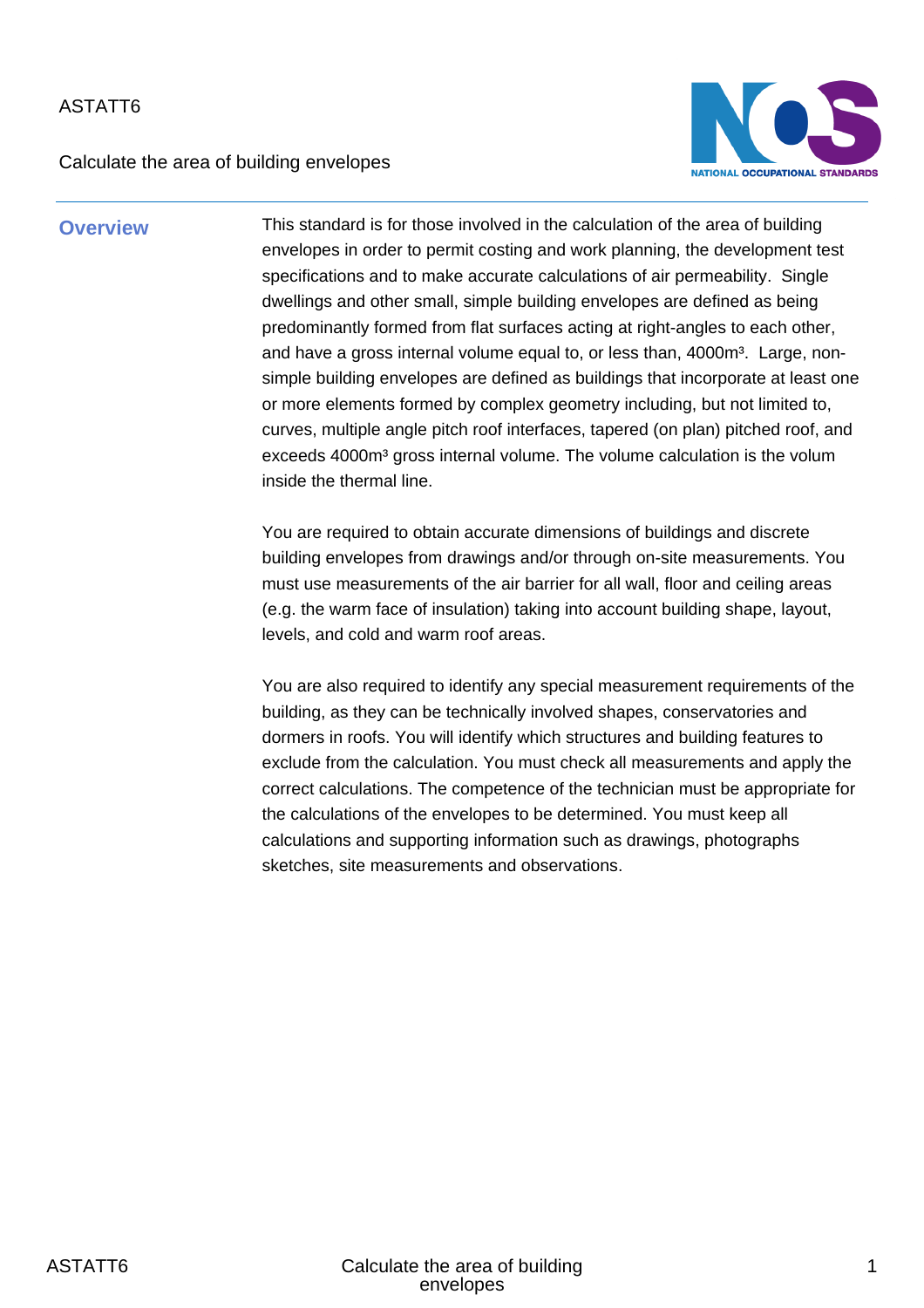ASTATT6

Calculate the area of building envelopes

## Overview

This standard is for those involved in the calculation of the area of building envelopes in order to permit costing and work planning, the development test specifications and to make accurate calculations of air permeability. Single dwellings and other small, simple building envelopes are defined as being predominantly formed from flat surfaces acting at right-angles to each other, and have a gross internal volume equal to, or less than, $4000m^3$. Large, non-simple building envelopes are defined as buildings that incorporate at least one or more elements formed by complex geometry including, but not limited to, curves, multiple angle pitch roof interfaces, tapered (on plan) pitched roof, and exceeds $4000m^3$ gross internal volume. The volume calculation is the volum inside the thermal line.

You are required to obtain accurate dimensions of buildings and discrete building envelopes from drawings and/or through on-site measurements. You must use measurements of the air barrier for all wall, floor and ceiling areas (e.g. the warm face of insulation) taking into account building shape, layout, levels, and cold and warm roof areas.

You are also required to identify any special measurement requirements of the building, as they can be technically involved shapes, conservatories and dormers in roofs. You will identify which structures and building features to exclude from the calculation. You must check all measurements and apply the correct calculations. The competence of the technician must be appropriate for the calculations of the envelopes to be determined. You must keep all calculations and supporting information such as drawings, photographs sketches, site measurements and observations.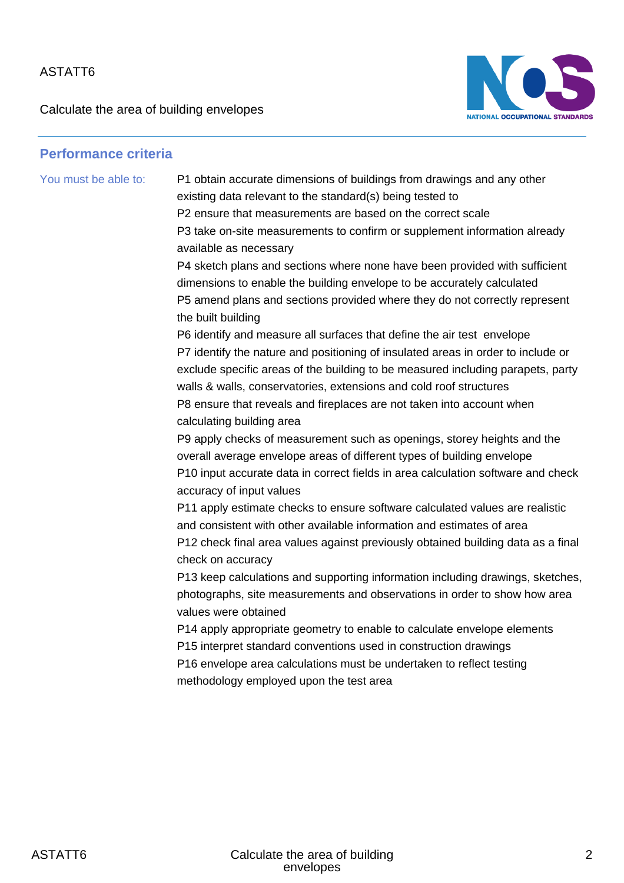## Performance criteria

You must be able to:

P1 obtain accurate dimensions of buildings from drawings and any other existing data relevant to the standard(s) being tested to
P2 ensure that measurements are based on the correct scale
P3 take on-site measurements to confirm or supplement information already available as necessary
P4 sketch plans and sections where none have been provided with sufficient dimensions to enable the building envelope to be accurately calculated
P5 amend plans and sections provided where they do not correctly represent the built building
P6 identify and measure all surfaces that define the air test envelope
P7 identify the nature and positioning of insulated areas in order to include or exclude specific areas of the building to be measured including parapets, party walls & walls, conservatories, extensions and cold roof structures
P8 ensure that reveals and fireplaces are not taken into account when calculating building area
P9 apply checks of measurement such as openings, storey heights and the overall average envelope areas of different types of building envelope
P10 input accurate data in correct fields in area calculation software and check accuracy of input values
P11 apply estimate checks to ensure software calculated values are realistic and consistent with other available information and estimates of area
P12 check final area values against previously obtained building data as a final check on accuracy
P13 keep calculations and supporting information including drawings, sketches, photographs, site measurements and observations in order to show how area values were obtained
P14 apply appropriate geometry to enable to calculate envelope elements
P15 interpret standard conventions used in construction drawings
P16 envelope area calculations must be undertaken to reflect testing methodology employed upon the test area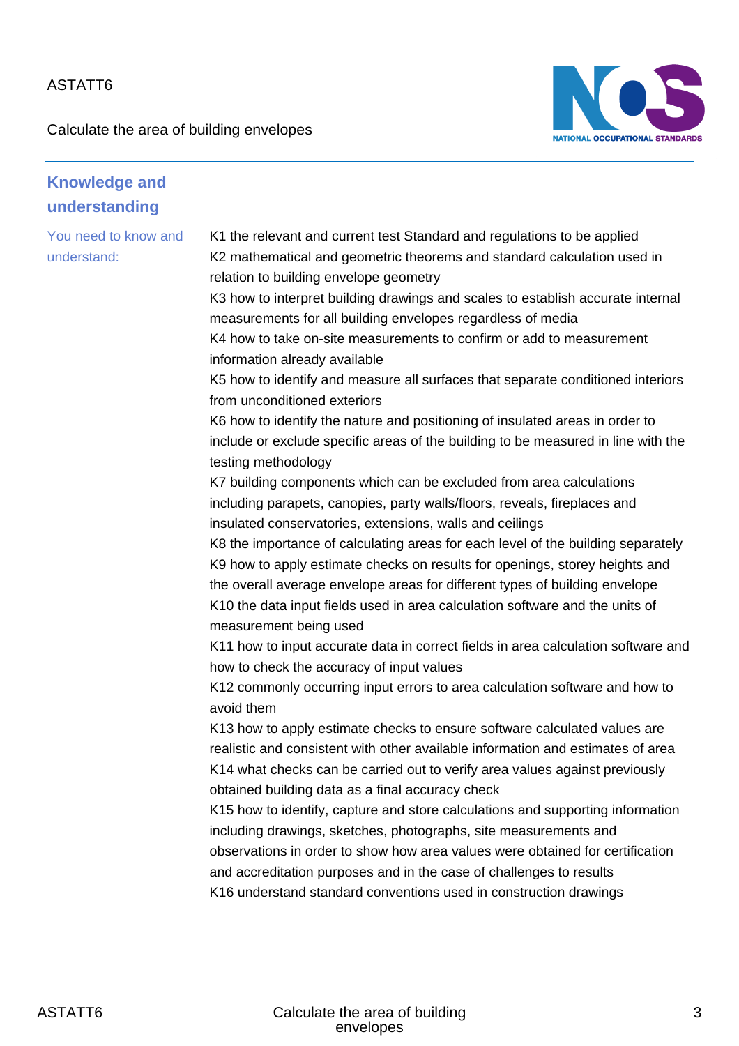## Knowledge and understanding

You need to know and understand:

K1 the relevant and current test Standard and regulations to be applied
K2 mathematical and geometric theorems and standard calculation used in relation to building envelope geometry
K3 how to interpret building drawings and scales to establish accurate internal measurements for all building envelopes regardless of media
K4 how to take on-site measurements to confirm or add to measurement information already available
K5 how to identify and measure all surfaces that separate conditioned interiors from unconditioned exteriors
K6 how to identify the nature and positioning of insulated areas in order to include or exclude specific areas of the building to be measured in line with the testing methodology
K7 building components which can be excluded from area calculations including parapets, canopies, party walls/floors, reveals, fireplaces and insulated conservatories, extensions, walls and ceilings
K8 the importance of calculating areas for each level of the building separately
K9 how to apply estimate checks on results for openings, storey heights and the overall average envelope areas for different types of building envelope
K10 the data input fields used in area calculation software and the units of measurement being used
K11 how to input accurate data in correct fields in area calculation software and how to check the accuracy of input values
K12 commonly occurring input errors to area calculation software and how to avoid them
K13 how to apply estimate checks to ensure software calculated values are realistic and consistent with other available information and estimates of area
K14 what checks can be carried out to verify area values against previously obtained building data as a final accuracy check
K15 how to identify, capture and store calculations and supporting information including drawings, sketches, photographs, site measurements and observations in order to show how area values were obtained for certification and accreditation purposes and in the case of challenges to results
K16 understand standard conventions used in construction drawings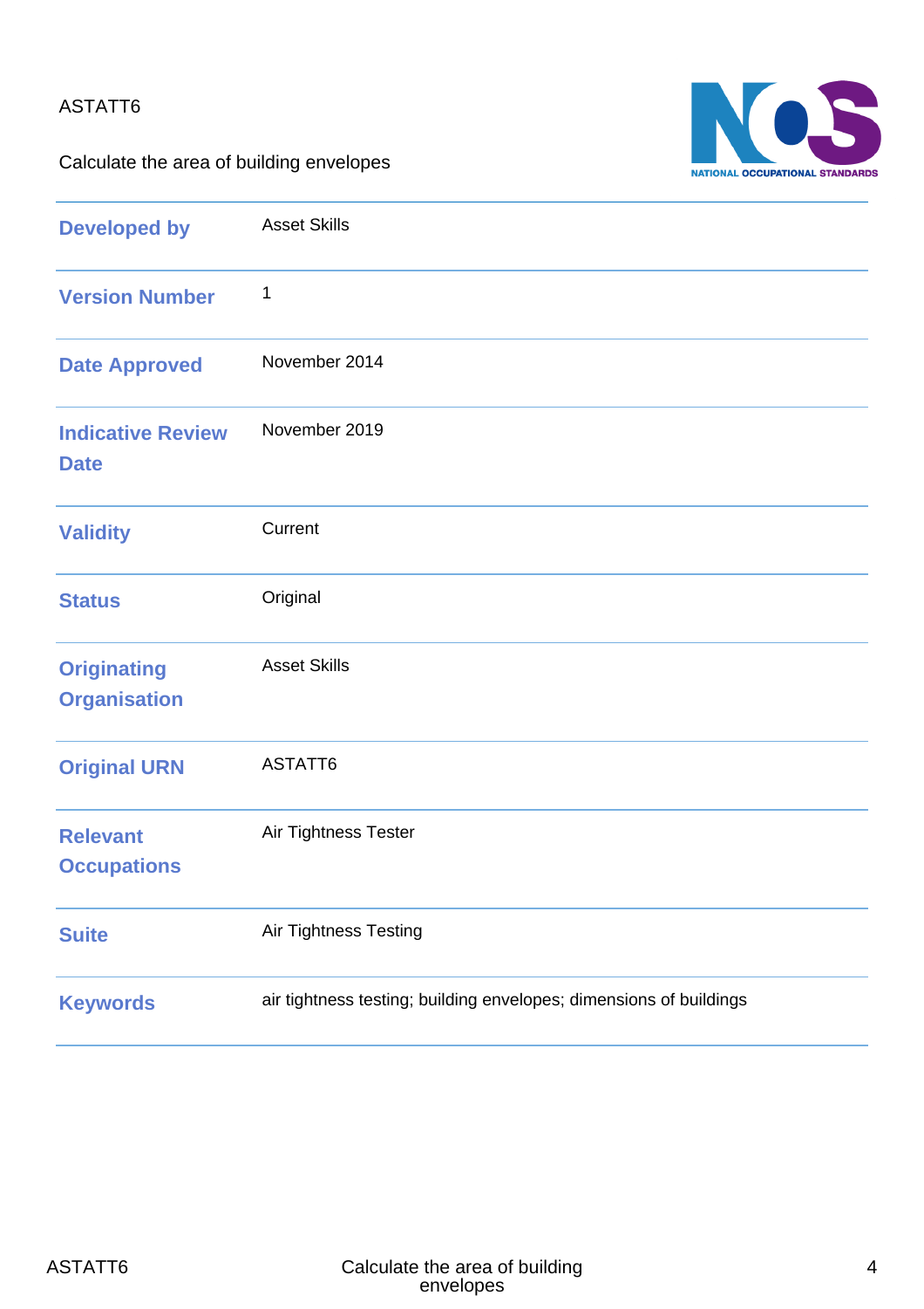ASTATT6

Calculate the area of building envelopes

| | |
|---|---|
| **Developed by** | Asset Skills |
| **Version Number** | 1 |
| **Date Approved** | November 2014 |
| **Indicative Review Date** | November 2019 |
| **Validity** | Current |
| **Status** | Original |
| **Originating Organisation** | Asset Skills |
| **Original URN** | ASTATT6 |
| **Relevant Occupations** | Air Tightness Tester |
| **Suite** | Air Tightness Testing |
| **Keywords** | air tightness testing; building envelopes; dimensions of buildings |